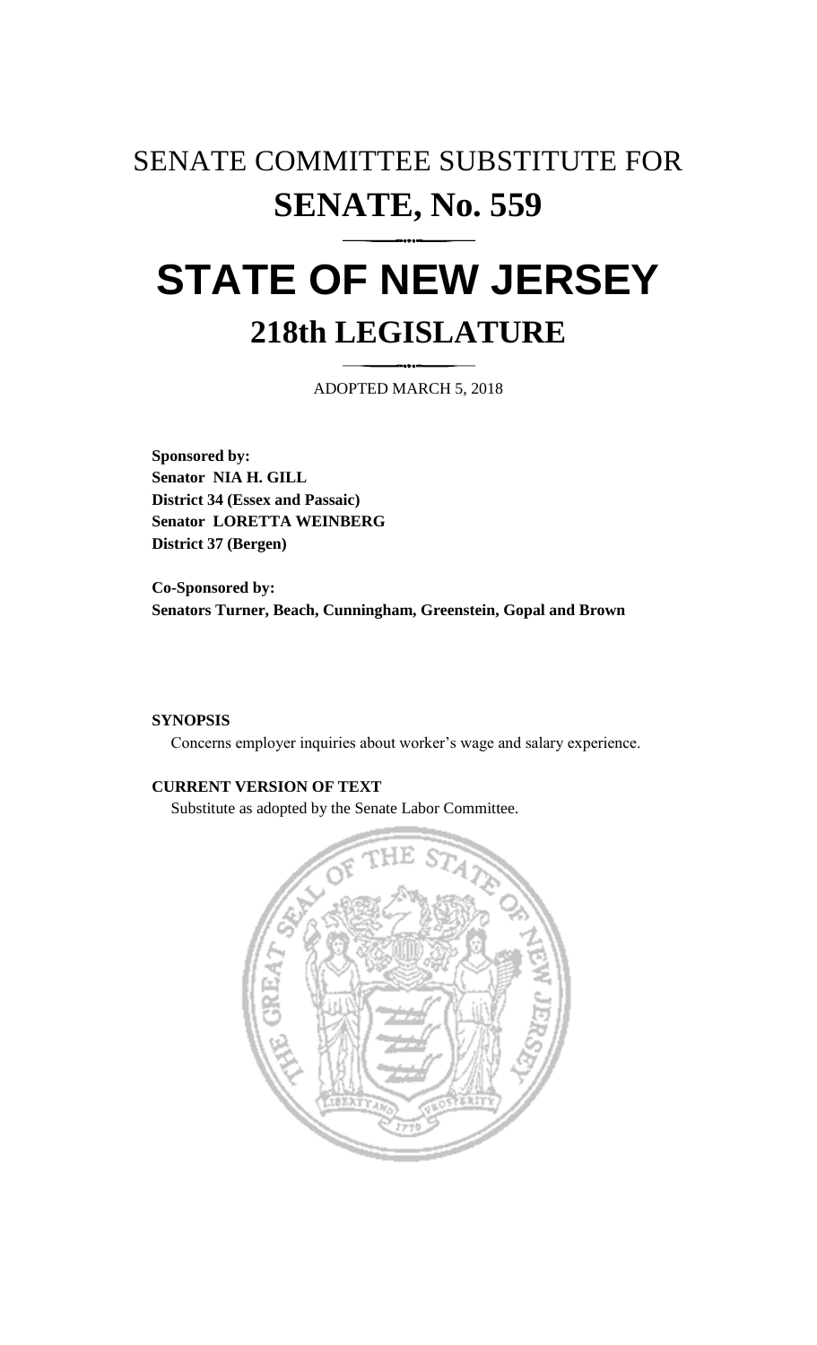# SENATE COMMITTEE SUBSTITUTE FOR
# SENATE, No. 559

# STATE OF NEW JERSEY
## 218th LEGISLATURE

ADOPTED MARCH 5, 2018

**Sponsored by:**
**Senator NIA H. GILL**
**District 34 (Essex and Passaic)**
**Senator LORETTA WEINBERG**
**District 37 (Bergen)**

**Co-Sponsored by:**
**Senators Turner, Beach, Cunningham, Greenstein, Gopal and Brown**

**SYNOPSIS**

Concerns employer inquiries about worker's wage and salary experience.

**CURRENT VERSION OF TEXT**

Substitute as adopted by the Senate Labor Committee.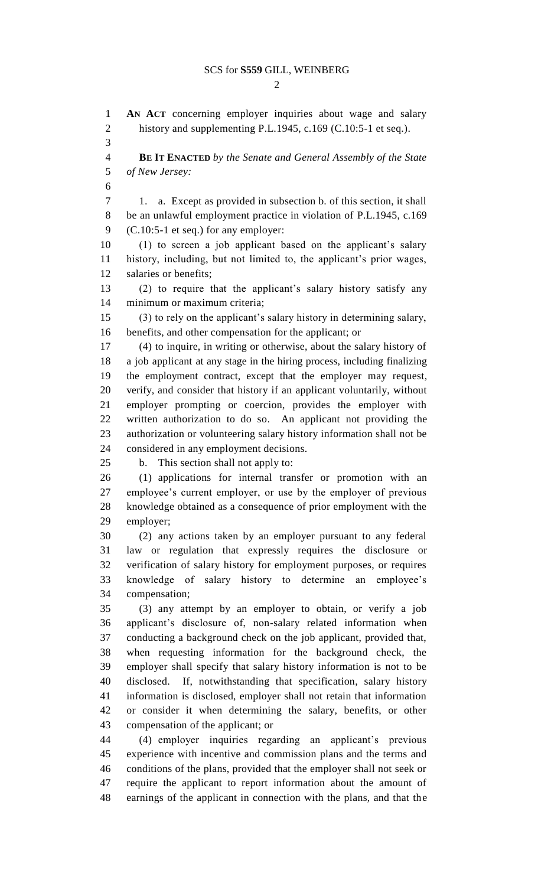**AN ACT** concerning employer inquiries about wage and salary history and supplementing P.L.1945, c.169 (C.10:5-1 et seq.).

**BE IT ENACTED** *by the Senate and General Assembly of the State of New Jersey:*

1. a. Except as provided in subsection b. of this section, it shall be an unlawful employment practice in violation of P.L.1945, c.169 (C.10:5-1 et seq.) for any employer:

(1) to screen a job applicant based on the applicant's salary history, including, but not limited to, the applicant's prior wages, salaries or benefits;

(2) to require that the applicant's salary history satisfy any minimum or maximum criteria;

(3) to rely on the applicant's salary history in determining salary, benefits, and other compensation for the applicant; or

(4) to inquire, in writing or otherwise, about the salary history of a job applicant at any stage in the hiring process, including finalizing the employment contract, except that the employer may request, verify, and consider that history if an applicant voluntarily, without employer prompting or coercion, provides the employer with written authorization to do so. An applicant not providing the authorization or volunteering salary history information shall not be considered in any employment decisions.

b. This section shall not apply to:

(1) applications for internal transfer or promotion with an employee's current employer, or use by the employer of previous knowledge obtained as a consequence of prior employment with the employer;

(2) any actions taken by an employer pursuant to any federal law or regulation that expressly requires the disclosure or verification of salary history for employment purposes, or requires knowledge of salary history to determine an employee's compensation;

(3) any attempt by an employer to obtain, or verify a job applicant's disclosure of, non-salary related information when conducting a background check on the job applicant, provided that, when requesting information for the background check, the employer shall specify that salary history information is not to be disclosed. If, notwithstanding that specification, salary history information is disclosed, employer shall not retain that information or consider it when determining the salary, benefits, or other compensation of the applicant; or

(4) employer inquiries regarding an applicant's previous experience with incentive and commission plans and the terms and conditions of the plans, provided that the employer shall not seek or require the applicant to report information about the amount of earnings of the applicant in connection with the plans, and that the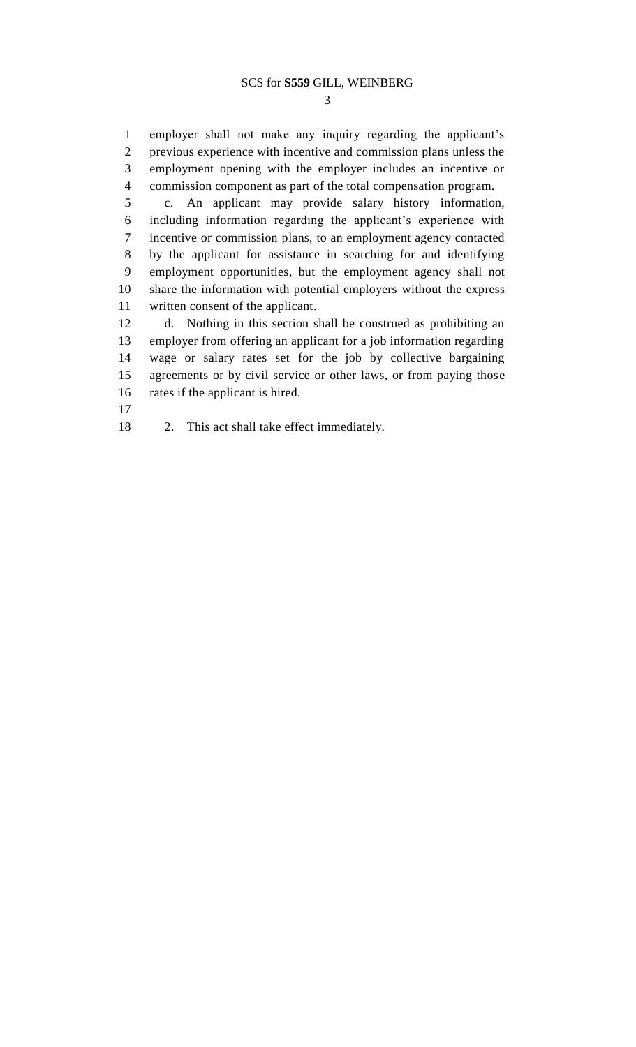employer shall not make any inquiry regarding the applicant's previous experience with incentive and commission plans unless the employment opening with the employer includes an incentive or commission component as part of the total compensation program.

c. An applicant may provide salary history information, including information regarding the applicant's experience with incentive or commission plans, to an employment agency contacted by the applicant for assistance in searching for and identifying employment opportunities, but the employment agency shall not share the information with potential employers without the express written consent of the applicant.

d. Nothing in this section shall be construed as prohibiting an employer from offering an applicant for a job information regarding wage or salary rates set for the job by collective bargaining agreements or by civil service or other laws, or from paying those rates if the applicant is hired.

2. This act shall take effect immediately.